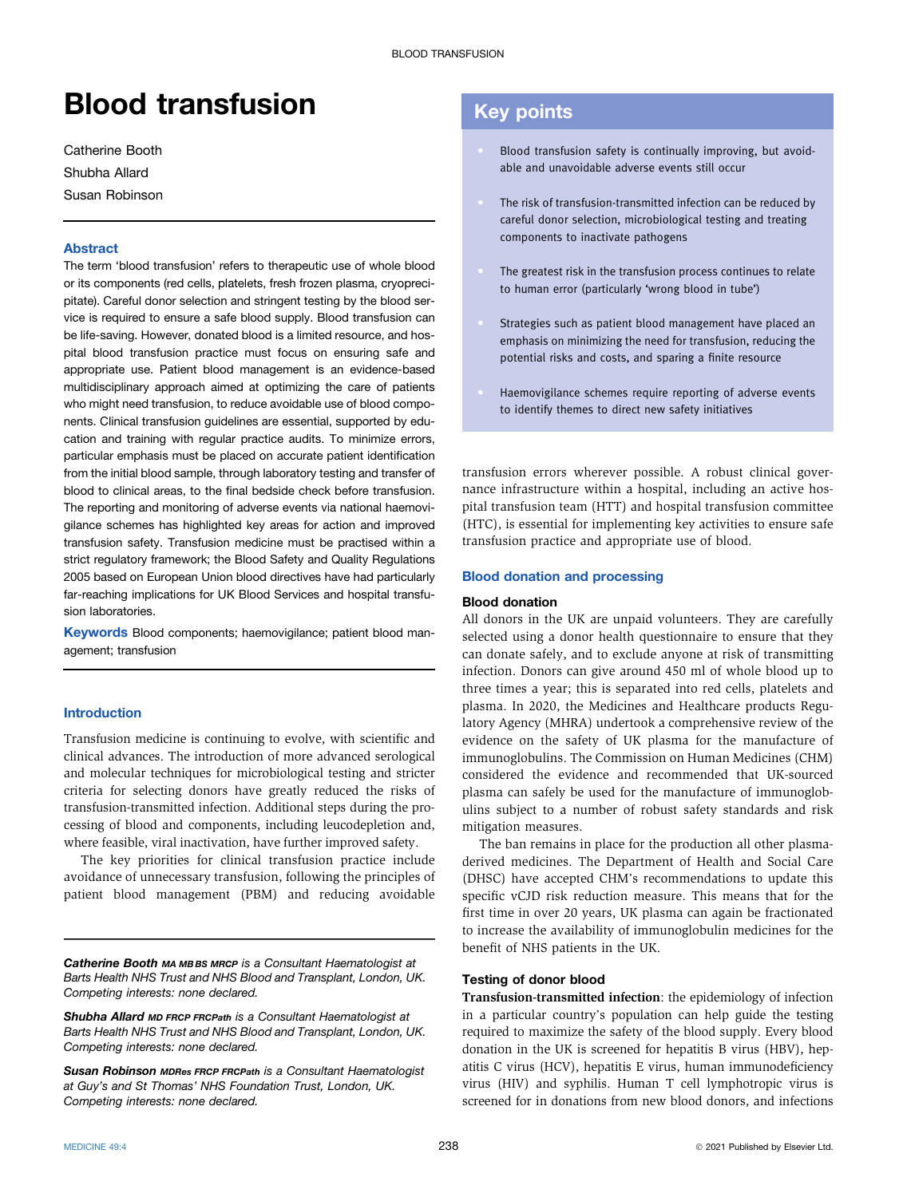# Blood transfusion

Catherine Booth

Shubha Allard

Susan Robinson

### Abstract

The term 'blood transfusion' refers to therapeutic use of whole blood or its components (red cells, platelets, fresh frozen plasma, cryoprecipitate). Careful donor selection and stringent testing by the blood service is required to ensure a safe blood supply. Blood transfusion can be life-saving. However, donated blood is a limited resource, and hospital blood transfusion practice must focus on ensuring safe and appropriate use. Patient blood management is an evidence-based multidisciplinary approach aimed at optimizing the care of patients who might need transfusion, to reduce avoidable use of blood components. Clinical transfusion guidelines are essential, supported by education and training with regular practice audits. To minimize errors, particular emphasis must be placed on accurate patient identification from the initial blood sample, through laboratory testing and transfer of blood to clinical areas, to the final bedside check before transfusion. The reporting and monitoring of adverse events via national haemovigilance schemes has highlighted key areas for action and improved transfusion safety. Transfusion medicine must be practised within a strict regulatory framework; the Blood Safety and Quality Regulations 2005 based on European Union blood directives have had particularly far-reaching implications for UK Blood Services and hospital transfusion laboratories.

**Keywords** Blood components; haemovigilance; patient blood management; transfusion

## Key points

- Blood transfusion safety is continually improving, but avoidable and unavoidable adverse events still occur
- The risk of transfusion-transmitted infection can be reduced by careful donor selection, microbiological testing and treating components to inactivate pathogens
- The greatest risk in the transfusion process continues to relate to human error (particularly 'wrong blood in tube')
- Strategies such as patient blood management have placed an emphasis on minimizing the need for transfusion, reducing the potential risks and costs, and sparing a finite resource
- Haemovigilance schemes require reporting of adverse events to identify themes to direct new safety initiatives

### Introduction

Transfusion medicine is continuing to evolve, with scientific and clinical advances. The introduction of more advanced serological and molecular techniques for microbiological testing and stricter criteria for selecting donors have greatly reduced the risks of transfusion-transmitted infection. Additional steps during the processing of blood and components, including leucodepletion and, where feasible, viral inactivation, have further improved safety.

The key priorities for clinical transfusion practice include avoidance of unnecessary transfusion, following the principles of patient blood management (PBM) and reducing avoidable transfusion errors wherever possible. A robust clinical governance infrastructure within a hospital, including an active hospital transfusion team (HTT) and hospital transfusion committee (HTC), is essential for implementing key activities to ensure safe transfusion practice and appropriate use of blood.

*Catherine Booth MA MB BS MRCP is a Consultant Haematologist at Barts Health NHS Trust and NHS Blood and Transplant, London, UK. Competing interests: none declared.*

*Shubha Allard MD FRCP FRCPath is a Consultant Haematologist at Barts Health NHS Trust and NHS Blood and Transplant, London, UK. Competing interests: none declared.*

*Susan Robinson MDRes FRCP FRCPath is a Consultant Haematologist at Guy's and St Thomas' NHS Foundation Trust, London, UK. Competing interests: none declared.*

### Blood donation and processing

#### Blood donation

All donors in the UK are unpaid volunteers. They are carefully selected using a donor health questionnaire to ensure that they can donate safely, and to exclude anyone at risk of transmitting infection. Donors can give around 450 ml of whole blood up to three times a year; this is separated into red cells, platelets and plasma. In 2020, the Medicines and Healthcare products Regulatory Agency (MHRA) undertook a comprehensive review of the evidence on the safety of UK plasma for the manufacture of immunoglobulins. The Commission on Human Medicines (CHM) considered the evidence and recommended that UK-sourced plasma can safely be used for the manufacture of immunoglobulins subject to a number of robust safety standards and risk mitigation measures.

The ban remains in place for the production all other plasma-derived medicines. The Department of Health and Social Care (DHSC) have accepted CHM's recommendations to update this specific vCJD risk reduction measure. This means that for the first time in over 20 years, UK plasma can again be fractionated to increase the availability of immunoglobulin medicines for the benefit of NHS patients in the UK.

#### Testing of donor blood

**Transfusion-transmitted infection**: the epidemiology of infection in a particular country's population can help guide the testing required to maximize the safety of the blood supply. Every blood donation in the UK is screened for hepatitis B virus (HBV), hepatitis C virus (HCV), hepatitis E virus, human immunodeficiency virus (HIV) and syphilis. Human T cell lymphotropic virus is screened for in donations from new blood donors, and infections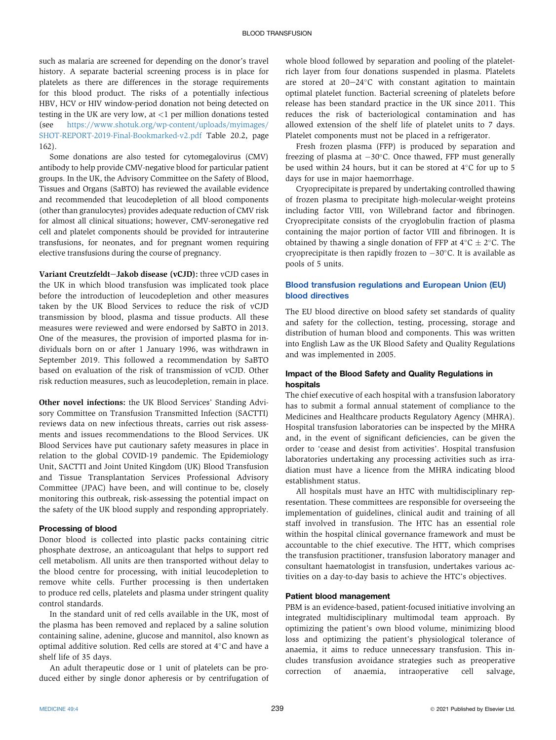such as malaria are screened for depending on the donor's travel history. A separate bacterial screening process is in place for platelets as there are differences in the storage requirements for this blood product. The risks of a potentially infectious HBV, HCV or HIV window-period donation not being detected on testing in the UK are very low, at <1 per million donations tested (see https://www.shotuk.org/wp-content/uploads/myimages/SHOT-REPORT-2019-Final-Bookmarked-v2.pdf Table 20.2, page 162).

Some donations are also tested for cytomegalovirus (CMV) antibody to help provide CMV-negative blood for particular patient groups. In the UK, the Advisory Committee on the Safety of Blood, Tissues and Organs (SaBTO) has reviewed the available evidence and recommended that leucodepletion of all blood components (other than granulocytes) provides adequate reduction of CMV risk for almost all clinical situations; however, CMV-seronegative red cell and platelet components should be provided for intrauterine transfusions, for neonates, and for pregnant women requiring elective transfusions during the course of pregnancy.

**Variant Creutzfeldt–Jakob disease (vCJD):** three vCJD cases in the UK in which blood transfusion was implicated took place before the introduction of leucodepletion and other measures taken by the UK Blood Services to reduce the risk of vCJD transmission by blood, plasma and tissue products. All these measures were reviewed and were endorsed by SaBTO in 2013. One of the measures, the provision of imported plasma for individuals born on or after 1 January 1996, was withdrawn in September 2019. This followed a recommendation by SaBTO based on evaluation of the risk of transmission of vCJD. Other risk reduction measures, such as leucodepletion, remain in place.

**Other novel infections:** the UK Blood Services' Standing Advisory Committee on Transfusion Transmitted Infection (SACTTI) reviews data on new infectious threats, carries out risk assessments and issues recommendations to the Blood Services. UK Blood Services have put cautionary safety measures in place in relation to the global COVID-19 pandemic. The Epidemiology Unit, SACTTI and Joint United Kingdom (UK) Blood Transfusion and Tissue Transplantation Services Professional Advisory Committee (JPAC) have been, and will continue to be, closely monitoring this outbreak, risk-assessing the potential impact on the safety of the UK blood supply and responding appropriately.

### Processing of blood

Donor blood is collected into plastic packs containing citric phosphate dextrose, an anticoagulant that helps to support red cell metabolism. All units are then transported without delay to the blood centre for processing, with initial leucodepletion to remove white cells. Further processing is then undertaken to produce red cells, platelets and plasma under stringent quality control standards.

In the standard unit of red cells available in the UK, most of the plasma has been removed and replaced by a saline solution containing saline, adenine, glucose and mannitol, also known as optimal additive solution. Red cells are stored at 4°C and have a shelf life of 35 days.

An adult therapeutic dose or 1 unit of platelets can be produced either by single donor apheresis or by centrifugation of whole blood followed by separation and pooling of the platelet-rich layer from four donations suspended in plasma. Platelets are stored at 20–24°C with constant agitation to maintain optimal platelet function. Bacterial screening of platelets before release has been standard practice in the UK since 2011. This reduces the risk of bacteriological contamination and has allowed extension of the shelf life of platelet units to 7 days. Platelet components must not be placed in a refrigerator.

Fresh frozen plasma (FFP) is produced by separation and freezing of plasma at −30°C. Once thawed, FFP must generally be used within 24 hours, but it can be stored at 4°C for up to 5 days for use in major haemorrhage.

Cryoprecipitate is prepared by undertaking controlled thawing of frozen plasma to precipitate high-molecular-weight proteins including factor VIII, von Willebrand factor and fibrinogen. Cryoprecipitate consists of the cryoglobulin fraction of plasma containing the major portion of factor VIII and fibrinogen. It is obtained by thawing a single donation of FFP at 4°C ± 2°C. The cryoprecipitate is then rapidly frozen to −30°C. It is available as pools of 5 units.

## Blood transfusion regulations and European Union (EU) blood directives

The EU blood directive on blood safety set standards of quality and safety for the collection, testing, processing, storage and distribution of human blood and components. This was written into English Law as the UK Blood Safety and Quality Regulations and was implemented in 2005.

### Impact of the Blood Safety and Quality Regulations in hospitals

The chief executive of each hospital with a transfusion laboratory has to submit a formal annual statement of compliance to the Medicines and Healthcare products Regulatory Agency (MHRA). Hospital transfusion laboratories can be inspected by the MHRA and, in the event of significant deficiencies, can be given the order to 'cease and desist from activities'. Hospital transfusion laboratories undertaking any processing activities such as irradiation must have a licence from the MHRA indicating blood establishment status.

All hospitals must have an HTC with multidisciplinary representation. These committees are responsible for overseeing the implementation of guidelines, clinical audit and training of all staff involved in transfusion. The HTC has an essential role within the hospital clinical governance framework and must be accountable to the chief executive. The HTT, which comprises the transfusion practitioner, transfusion laboratory manager and consultant haematologist in transfusion, undertakes various activities on a day-to-day basis to achieve the HTC's objectives.

### Patient blood management

PBM is an evidence-based, patient-focused initiative involving an integrated multidisciplinary multimodal team approach. By optimizing the patient's own blood volume, minimizing blood loss and optimizing the patient's physiological tolerance of anaemia, it aims to reduce unnecessary transfusion. This includes transfusion avoidance strategies such as preoperative correction of anaemia, intraoperative cell salvage,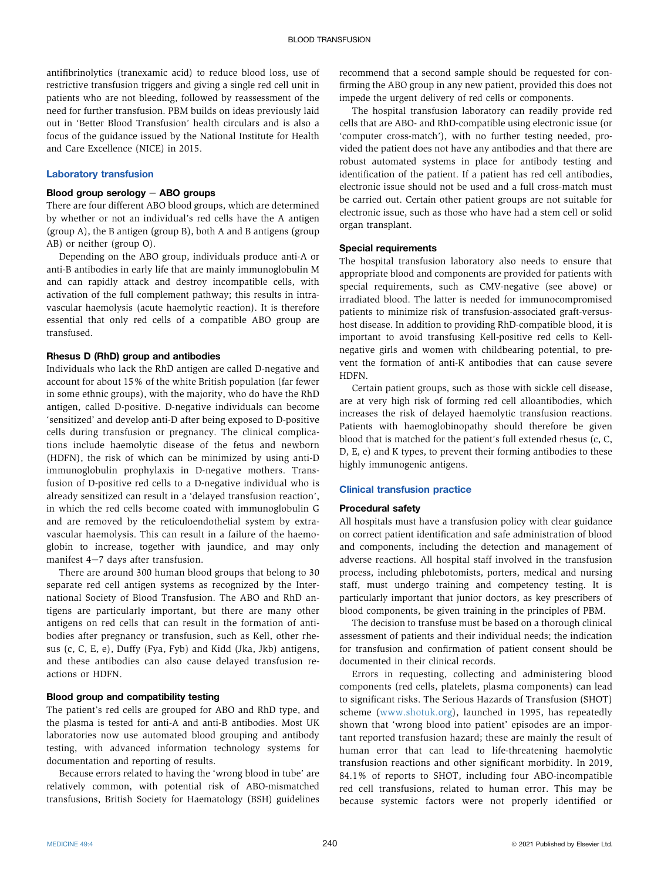antifibrinolytics (tranexamic acid) to reduce blood loss, use of restrictive transfusion triggers and giving a single red cell unit in patients who are not bleeding, followed by reassessment of the need for further transfusion. PBM builds on ideas previously laid out in 'Better Blood Transfusion' health circulars and is also a focus of the guidance issued by the National Institute for Health and Care Excellence (NICE) in 2015.

## Laboratory transfusion

### Blood group serology – ABO groups

There are four different ABO blood groups, which are determined by whether or not an individual's red cells have the A antigen (group A), the B antigen (group B), both A and B antigens (group AB) or neither (group O).

Depending on the ABO group, individuals produce anti-A or anti-B antibodies in early life that are mainly immunoglobulin M and can rapidly attack and destroy incompatible cells, with activation of the full complement pathway; this results in intravascular haemolysis (acute haemolytic reaction). It is therefore essential that only red cells of a compatible ABO group are transfused.

### Rhesus D (RhD) group and antibodies

Individuals who lack the RhD antigen are called D-negative and account for about 15% of the white British population (far fewer in some ethnic groups), with the majority, who do have the RhD antigen, called D-positive. D-negative individuals can become 'sensitized' and develop anti-D after being exposed to D-positive cells during transfusion or pregnancy. The clinical complications include haemolytic disease of the fetus and newborn (HDFN), the risk of which can be minimized by using anti-D immunoglobulin prophylaxis in D-negative mothers. Transfusion of D-positive red cells to a D-negative individual who is already sensitized can result in a 'delayed transfusion reaction', in which the red cells become coated with immunoglobulin G and are removed by the reticuloendothelial system by extravascular haemolysis. This can result in a failure of the haemoglobin to increase, together with jaundice, and may only manifest 4–7 days after transfusion.

There are around 300 human blood groups that belong to 30 separate red cell antigen systems as recognized by the International Society of Blood Transfusion. The ABO and RhD antigens are particularly important, but there are many other antigens on red cells that can result in the formation of antibodies after pregnancy or transfusion, such as Kell, other rhesus (c, C, E, e), Duffy (Fya, Fyb) and Kidd (Jka, Jkb) antigens, and these antibodies can also cause delayed transfusion reactions or HDFN.

### Blood group and compatibility testing

The patient's red cells are grouped for ABO and RhD type, and the plasma is tested for anti-A and anti-B antibodies. Most UK laboratories now use automated blood grouping and antibody testing, with advanced information technology systems for documentation and reporting of results.

Because errors related to having the 'wrong blood in tube' are relatively common, with potential risk of ABO-mismatched transfusions, British Society for Haematology (BSH) guidelines recommend that a second sample should be requested for confirming the ABO group in any new patient, provided this does not impede the urgent delivery of red cells or components.

The hospital transfusion laboratory can readily provide red cells that are ABO- and RhD-compatible using electronic issue (or 'computer cross-match'), with no further testing needed, provided the patient does not have any antibodies and that there are robust automated systems in place for antibody testing and identification of the patient. If a patient has red cell antibodies, electronic issue should not be used and a full cross-match must be carried out. Certain other patient groups are not suitable for electronic issue, such as those who have had a stem cell or solid organ transplant.

### Special requirements

The hospital transfusion laboratory also needs to ensure that appropriate blood and components are provided for patients with special requirements, such as CMV-negative (see above) or irradiated blood. The latter is needed for immunocompromised patients to minimize risk of transfusion-associated graft-versus-host disease. In addition to providing RhD-compatible blood, it is important to avoid transfusing Kell-positive red cells to Kell-negative girls and women with childbearing potential, to prevent the formation of anti-K antibodies that can cause severe HDFN.

Certain patient groups, such as those with sickle cell disease, are at very high risk of forming red cell alloantibodies, which increases the risk of delayed haemolytic transfusion reactions. Patients with haemoglobinopathy should therefore be given blood that is matched for the patient's full extended rhesus (c, C, D, E, e) and K types, to prevent their forming antibodies to these highly immunogenic antigens.

## Clinical transfusion practice

### Procedural safety

All hospitals must have a transfusion policy with clear guidance on correct patient identification and safe administration of blood and components, including the detection and management of adverse reactions. All hospital staff involved in the transfusion process, including phlebotomists, porters, medical and nursing staff, must undergo training and competency testing. It is particularly important that junior doctors, as key prescribers of blood components, be given training in the principles of PBM.

The decision to transfuse must be based on a thorough clinical assessment of patients and their individual needs; the indication for transfusion and confirmation of patient consent should be documented in their clinical records.

Errors in requesting, collecting and administering blood components (red cells, platelets, plasma components) can lead to significant risks. The Serious Hazards of Transfusion (SHOT) scheme (www.shotuk.org), launched in 1995, has repeatedly shown that 'wrong blood into patient' episodes are an important reported transfusion hazard; these are mainly the result of human error that can lead to life-threatening haemolytic transfusion reactions and other significant morbidity. In 2019, 84.1% of reports to SHOT, including four ABO-incompatible red cell transfusions, related to human error. This may be because systemic factors were not properly identified or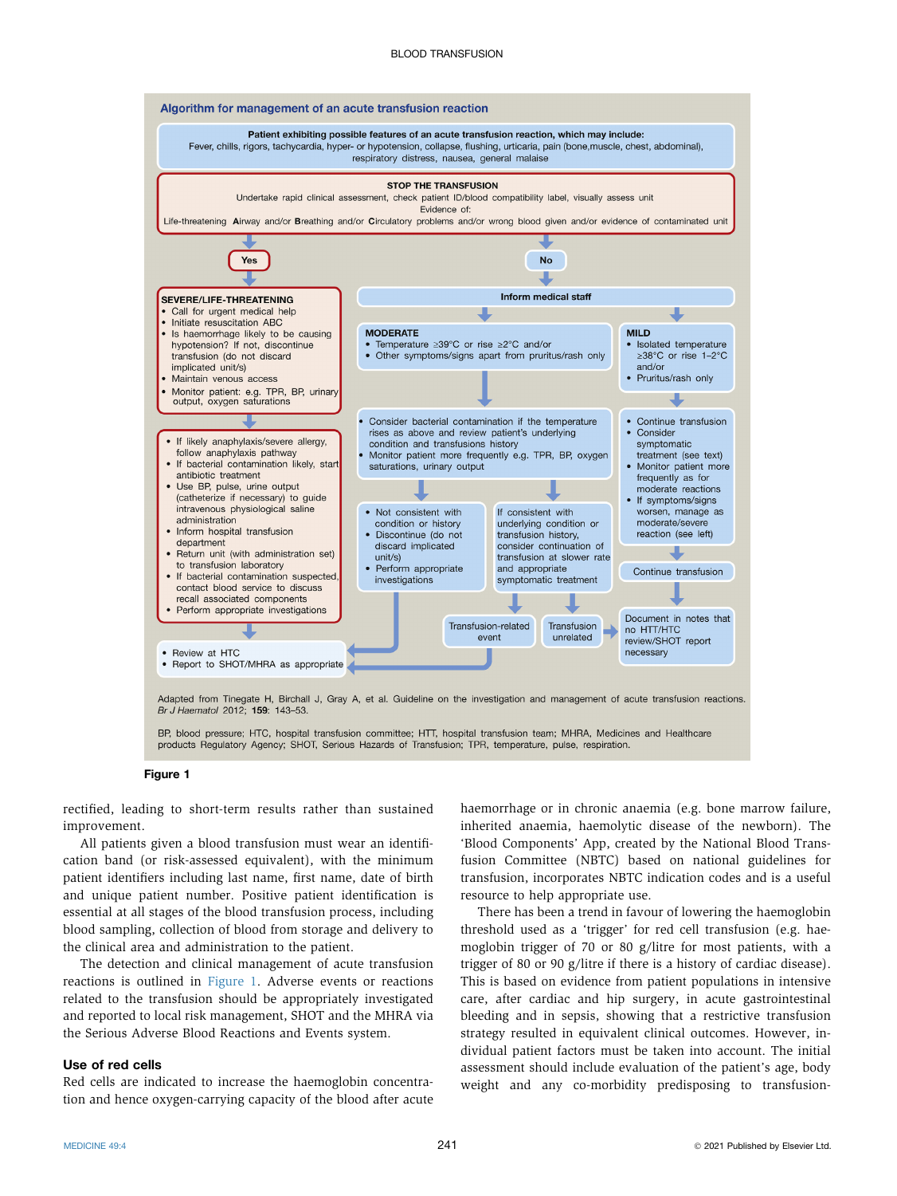## Algorithm for management of an acute transfusion reaction

**Patient exhibiting possible features of an acute transfusion reaction, which may include:**
Fever, chills, rigors, tachycardia, hyper- or hypotension, collapse, flushing, urticaria, pain (bone,muscle, chest, abdominal), respiratory distress, nausea, general malaise

**STOP THE TRANSFUSION**
Undertake rapid clinical assessment, check patient ID/blood compatibility label, visually assess unit
Evidence of:
Life-threatening **A**irway and/or **B**reathing and/or **C**irculatory problems and/or wrong blood given and/or evidence of contaminated unit

**Yes**

**SEVERE/LIFE-THREATENING**
- Call for urgent medical help
- Initiate resuscitation ABC
- Is haemorrhage likely to be causing hypotension? If not, discontinue transfusion (do not discard implicated unit/s)
- Maintain venous access
- Monitor patient: e.g. TPR, BP, urinary output, oxygen saturations

- If likely anaphylaxis/severe allergy, follow anaphylaxis pathway
- If bacterial contamination likely, start antibiotic treatment
- Use BP, pulse, urine output (catheterize if necessary) to guide intravenous physiological saline administration
- Inform hospital transfusion department
- Return unit (with administration set) to transfusion laboratory
- If bacterial contamination suspected, contact blood service to discuss recall associated components
- Perform appropriate investigations

- Review at HTC
- Report to SHOT/MHRA as appropriate

**No**

**Inform medical staff**

**MODERATE**
- Temperature ≥39°C or rise ≥2°C and/or
- Other symptoms/signs apart from pruritus/rash only

- Consider bacterial contamination if the temperature rises as above and review patient's underlying condition and transfusions history
- Monitor patient more frequently e.g. TPR, BP, oxygen saturations, urinary output

- Not consistent with condition or history
- Discontinue (do not discard implicated unit/s)
- Perform appropriate investigations

If consistent with underlying condition or transfusion history, consider continuation of transfusion at slower rate and appropriate symptomatic treatment

Transfusion-related event → Review at HTC / Report to SHOT/MHRA as appropriate

Transfusion unrelated → Document in notes that no HTT/HTC review/SHOT report necessary

**MILD**
- Isolated temperature ≥38°C or rise 1–2°C and/or
- Pruritus/rash only

- Continue transfusion
- Consider symptomatic treatment (see text)
- Monitor patient more frequently as for moderate reactions
- If symptoms/signs worsen, manage as moderate/severe reaction (see left)

Continue transfusion

Document in notes that no HTT/HTC review/SHOT report necessary

Adapted from Tinegate H, Birchall J, Gray A, et al. Guideline on the investigation and management of acute transfusion reactions. *Br J Haematol* 2012; **159**: 143–53.

BP, blood pressure; HTC, hospital transfusion committee; HTT, hospital transfusion team; MHRA, Medicines and Healthcare products Regulatory Agency; SHOT, Serious Hazards of Transfusion; TPR, temperature, pulse, respiration.

**Figure 1**

rectified, leading to short-term results rather than sustained improvement.

All patients given a blood transfusion must wear an identification band (or risk-assessed equivalent), with the minimum patient identifiers including last name, first name, date of birth and unique patient number. Positive patient identification is essential at all stages of the blood transfusion process, including blood sampling, collection of blood from storage and delivery to the clinical area and administration to the patient.

The detection and clinical management of acute transfusion reactions is outlined in Figure 1. Adverse events or reactions related to the transfusion should be appropriately investigated and reported to local risk management, SHOT and the MHRA via the Serious Adverse Blood Reactions and Events system.

### Use of red cells

Red cells are indicated to increase the haemoglobin concentration and hence oxygen-carrying capacity of the blood after acute haemorrhage or in chronic anaemia (e.g. bone marrow failure, inherited anaemia, haemolytic disease of the newborn). The 'Blood Components' App, created by the National Blood Transfusion Committee (NBTC) based on national guidelines for transfusion, incorporates NBTC indication codes and is a useful resource to help appropriate use.

There has been a trend in favour of lowering the haemoglobin threshold used as a 'trigger' for red cell transfusion (e.g. haemoglobin trigger of 70 or 80 g/litre for most patients, with a trigger of 80 or 90 g/litre if there is a history of cardiac disease). This is based on evidence from patient populations in intensive care, after cardiac and hip surgery, in acute gastrointestinal bleeding and in sepsis, showing that a restrictive transfusion strategy resulted in equivalent clinical outcomes. However, individual patient factors must be taken into account. The initial assessment should include evaluation of the patient's age, body weight and any co-morbidity predisposing to transfusion-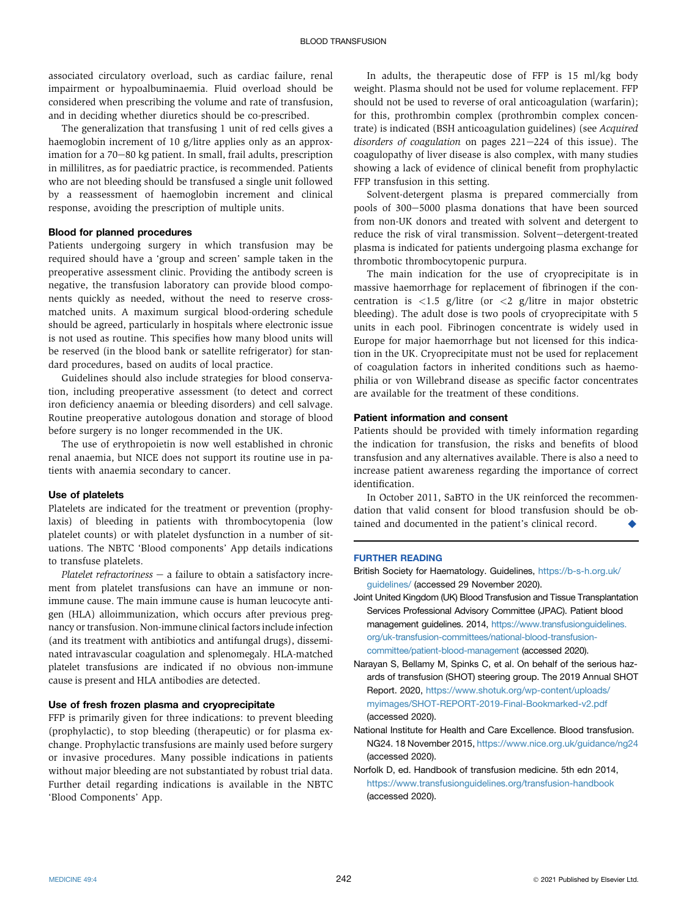associated circulatory overload, such as cardiac failure, renal impairment or hypoalbuminaemia. Fluid overload should be considered when prescribing the volume and rate of transfusion, and in deciding whether diuretics should be co-prescribed.

The generalization that transfusing 1 unit of red cells gives a haemoglobin increment of 10 g/litre applies only as an approximation for a 70–80 kg patient. In small, frail adults, prescription in millilitres, as for paediatric practice, is recommended. Patients who are not bleeding should be transfused a single unit followed by a reassessment of haemoglobin increment and clinical response, avoiding the prescription of multiple units.

### Blood for planned procedures

Patients undergoing surgery in which transfusion may be required should have a 'group and screen' sample taken in the preoperative assessment clinic. Providing the antibody screen is negative, the transfusion laboratory can provide blood components quickly as needed, without the need to reserve cross-matched units. A maximum surgical blood-ordering schedule should be agreed, particularly in hospitals where electronic issue is not used as routine. This specifies how many blood units will be reserved (in the blood bank or satellite refrigerator) for standard procedures, based on audits of local practice.

Guidelines should also include strategies for blood conservation, including preoperative assessment (to detect and correct iron deficiency anaemia or bleeding disorders) and cell salvage. Routine preoperative autologous donation and storage of blood before surgery is no longer recommended in the UK.

The use of erythropoietin is now well established in chronic renal anaemia, but NICE does not support its routine use in patients with anaemia secondary to cancer.

### Use of platelets

Platelets are indicated for the treatment or prevention (prophylaxis) of bleeding in patients with thrombocytopenia (low platelet counts) or with platelet dysfunction in a number of situations. The NBTC 'Blood components' App details indications to transfuse platelets.

*Platelet refractoriness* – a failure to obtain a satisfactory increment from platelet transfusions can have an immune or non-immune cause. The main immune cause is human leucocyte antigen (HLA) alloimmunization, which occurs after previous pregnancy or transfusion. Non-immune clinical factors include infection (and its treatment with antibiotics and antifungal drugs), disseminated intravascular coagulation and splenomegaly. HLA-matched platelet transfusions are indicated if no obvious non-immune cause is present and HLA antibodies are detected.

### Use of fresh frozen plasma and cryoprecipitate

FFP is primarily given for three indications: to prevent bleeding (prophylactic), to stop bleeding (therapeutic) or for plasma exchange. Prophylactic transfusions are mainly used before surgery or invasive procedures. Many possible indications in patients without major bleeding are not substantiated by robust trial data. Further detail regarding indications is available in the NBTC 'Blood Components' App.

In adults, the therapeutic dose of FFP is 15 ml/kg body weight. Plasma should not be used for volume replacement. FFP should not be used to reverse of oral anticoagulation (warfarin); for this, prothrombin complex (prothrombin complex concentrate) is indicated (BSH anticoagulation guidelines) (see *Acquired disorders of coagulation* on pages 221–224 of this issue). The coagulopathy of liver disease is also complex, with many studies showing a lack of evidence of clinical benefit from prophylactic FFP transfusion in this setting.

Solvent-detergent plasma is prepared commercially from pools of 300–5000 plasma donations that have been sourced from non-UK donors and treated with solvent and detergent to reduce the risk of viral transmission. Solvent–detergent-treated plasma is indicated for patients undergoing plasma exchange for thrombotic thrombocytopenic purpura.

The main indication for the use of cryoprecipitate is in massive haemorrhage for replacement of fibrinogen if the concentration is <1.5 g/litre (or <2 g/litre in major obstetric bleeding). The adult dose is two pools of cryoprecipitate with 5 units in each pool. Fibrinogen concentrate is widely used in Europe for major haemorrhage but not licensed for this indication in the UK. Cryoprecipitate must not be used for replacement of coagulation factors in inherited conditions such as haemophilia or von Willebrand disease as specific factor concentrates are available for the treatment of these conditions.

### Patient information and consent

Patients should be provided with timely information regarding the indication for transfusion, the risks and benefits of blood transfusion and any alternatives available. There is also a need to increase patient awareness regarding the importance of correct identification.

In October 2011, SaBTO in the UK reinforced the recommendation that valid consent for blood transfusion should be obtained and documented in the patient's clinical record. ◆

## FURTHER READING

British Society for Haematology. Guidelines, https://b-s-h.org.uk/guidelines/ (accessed 29 November 2020).

Joint United Kingdom (UK) Blood Transfusion and Tissue Transplantation Services Professional Advisory Committee (JPAC). Patient blood management guidelines. 2014, https://www.transfusionguidelines.org/uk-transfusion-committees/national-blood-transfusion-committee/patient-blood-management (accessed 2020).

Narayan S, Bellamy M, Spinks C, et al. On behalf of the serious hazards of transfusion (SHOT) steering group. The 2019 Annual SHOT Report. 2020, https://www.shotuk.org/wp-content/uploads/myimages/SHOT-REPORT-2019-Final-Bookmarked-v2.pdf (accessed 2020).

National Institute for Health and Care Excellence. Blood transfusion. NG24. 18 November 2015, https://www.nice.org.uk/guidance/ng24 (accessed 2020).

Norfolk D, ed. Handbook of transfusion medicine. 5th edn 2014, https://www.transfusionguidelines.org/transfusion-handbook (accessed 2020).